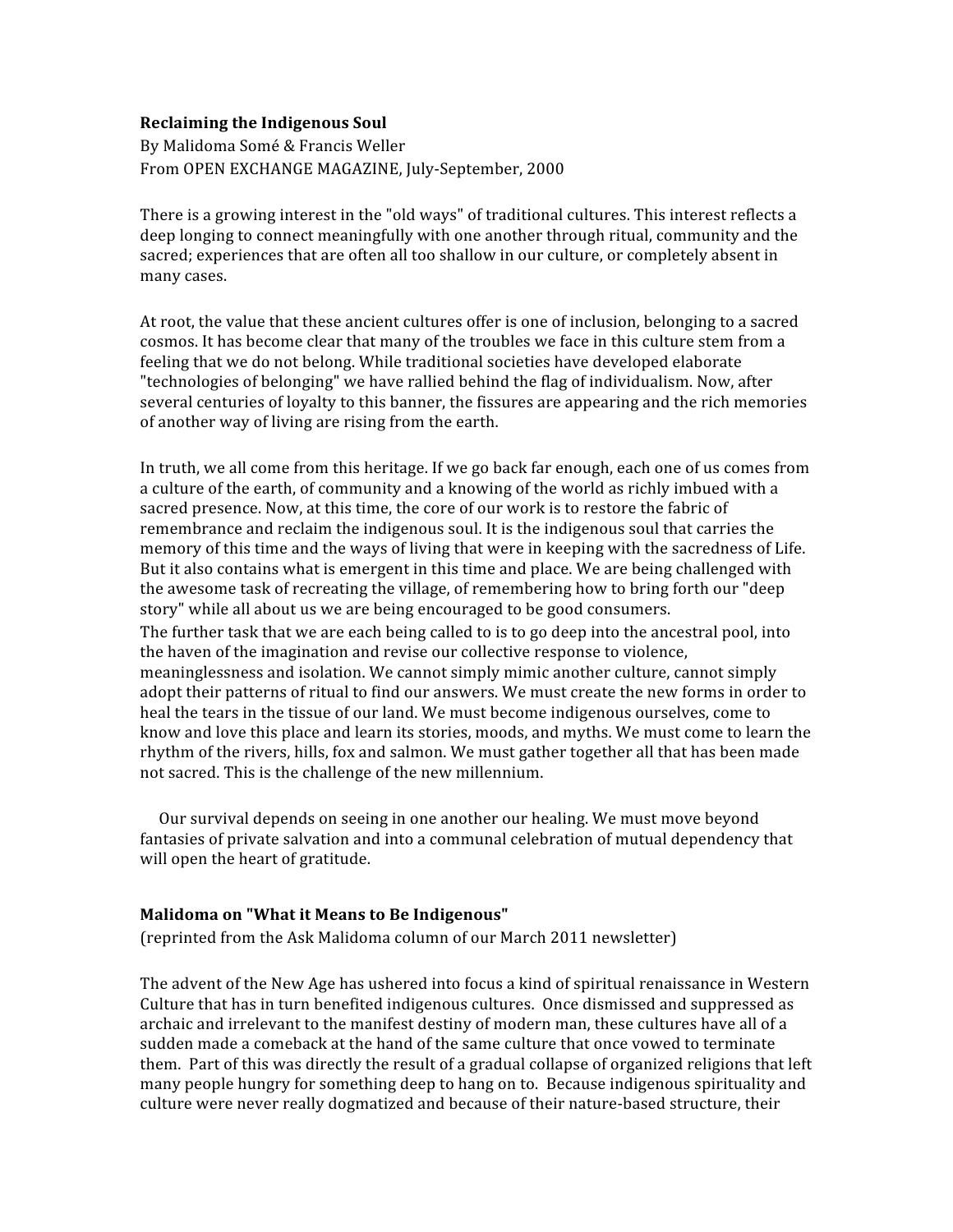**Reclaiming the Indigenous Soul**
By Malidoma Somé & Francis Weller
From OPEN EXCHANGE MAGAZINE, July-September, 2000

There is a growing interest in the "old ways" of traditional cultures. This interest reflects a deep longing to connect meaningfully with one another through ritual, community and the sacred; experiences that are often all too shallow in our culture, or completely absent in many cases.

At root, the value that these ancient cultures offer is one of inclusion, belonging to a sacred cosmos. It has become clear that many of the troubles we face in this culture stem from a feeling that we do not belong. While traditional societies have developed elaborate "technologies of belonging" we have rallied behind the flag of individualism. Now, after several centuries of loyalty to this banner, the fissures are appearing and the rich memories of another way of living are rising from the earth.

In truth, we all come from this heritage. If we go back far enough, each one of us comes from a culture of the earth, of community and a knowing of the world as richly imbued with a sacred presence. Now, at this time, the core of our work is to restore the fabric of remembrance and reclaim the indigenous soul. It is the indigenous soul that carries the memory of this time and the ways of living that were in keeping with the sacredness of Life. But it also contains what is emergent in this time and place. We are being challenged with the awesome task of recreating the village, of remembering how to bring forth our "deep story" while all about us we are being encouraged to be good consumers.
The further task that we are each being called to is to go deep into the ancestral pool, into the haven of the imagination and revise our collective response to violence, meaninglessness and isolation. We cannot simply mimic another culture, cannot simply adopt their patterns of ritual to find our answers. We must create the new forms in order to heal the tears in the tissue of our land. We must become indigenous ourselves, come to know and love this place and learn its stories, moods, and myths. We must come to learn the rhythm of the rivers, hills, fox and salmon. We must gather together all that has been made not sacred. This is the challenge of the new millennium.

Our survival depends on seeing in one another our healing. We must move beyond fantasies of private salvation and into a communal celebration of mutual dependency that will open the heart of gratitude.

**Malidoma on "What it Means to Be Indigenous"**
(reprinted from the Ask Malidoma column of our March 2011 newsletter)

The advent of the New Age has ushered into focus a kind of spiritual renaissance in Western Culture that has in turn benefited indigenous cultures. Once dismissed and suppressed as archaic and irrelevant to the manifest destiny of modern man, these cultures have all of a sudden made a comeback at the hand of the same culture that once vowed to terminate them. Part of this was directly the result of a gradual collapse of organized religions that left many people hungry for something deep to hang on to. Because indigenous spirituality and culture were never really dogmatized and because of their nature-based structure, their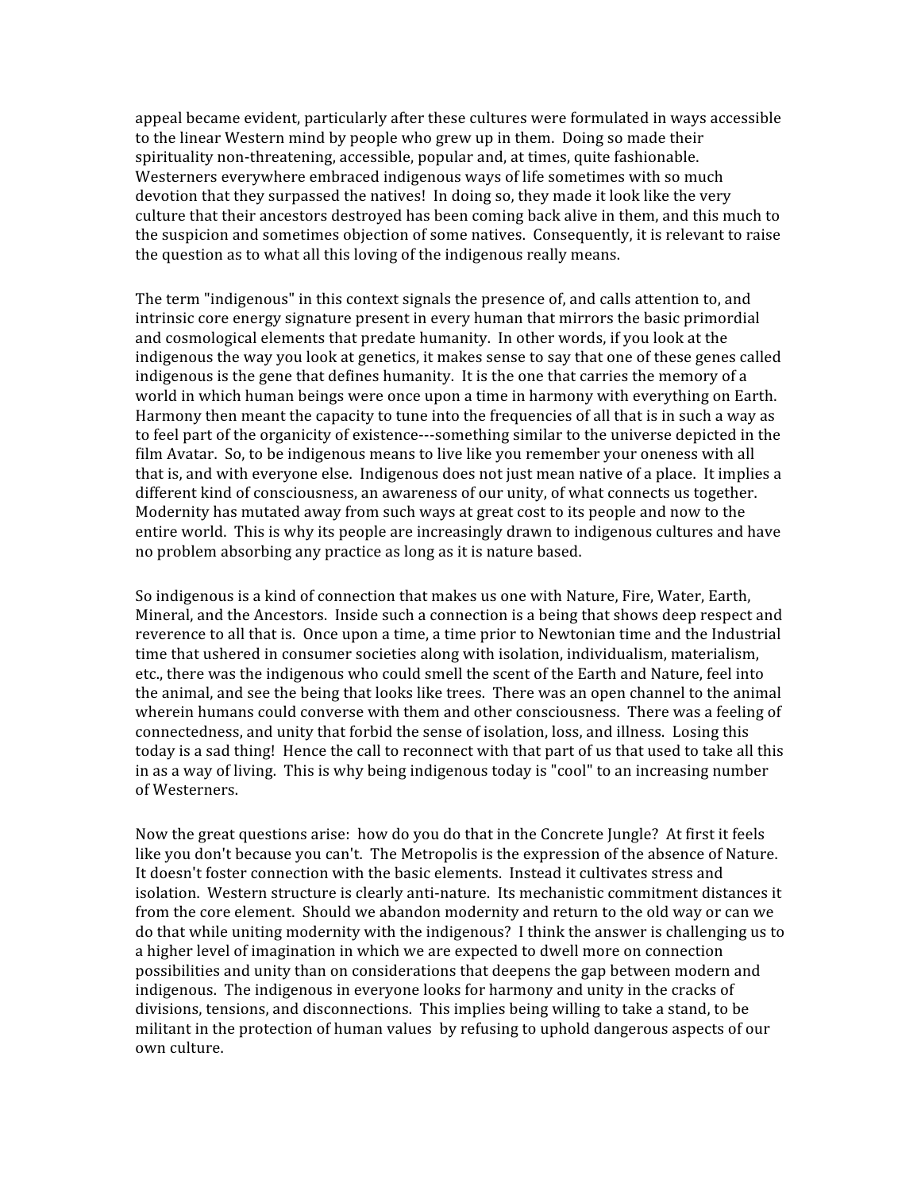appeal became evident, particularly after these cultures were formulated in ways accessible to the linear Western mind by people who grew up in them. Doing so made their spirituality non-threatening, accessible, popular and, at times, quite fashionable. Westerners everywhere embraced indigenous ways of life sometimes with so much devotion that they surpassed the natives! In doing so, they made it look like the very culture that their ancestors destroyed has been coming back alive in them, and this much to the suspicion and sometimes objection of some natives. Consequently, it is relevant to raise the question as to what all this loving of the indigenous really means.

The term "indigenous" in this context signals the presence of, and calls attention to, and intrinsic core energy signature present in every human that mirrors the basic primordial and cosmological elements that predate humanity. In other words, if you look at the indigenous the way you look at genetics, it makes sense to say that one of these genes called indigenous is the gene that defines humanity. It is the one that carries the memory of a world in which human beings were once upon a time in harmony with everything on Earth. Harmony then meant the capacity to tune into the frequencies of all that is in such a way as to feel part of the organicity of existence---something similar to the universe depicted in the film Avatar. So, to be indigenous means to live like you remember your oneness with all that is, and with everyone else. Indigenous does not just mean native of a place. It implies a different kind of consciousness, an awareness of our unity, of what connects us together. Modernity has mutated away from such ways at great cost to its people and now to the entire world. This is why its people are increasingly drawn to indigenous cultures and have no problem absorbing any practice as long as it is nature based.

So indigenous is a kind of connection that makes us one with Nature, Fire, Water, Earth, Mineral, and the Ancestors. Inside such a connection is a being that shows deep respect and reverence to all that is. Once upon a time, a time prior to Newtonian time and the Industrial time that ushered in consumer societies along with isolation, individualism, materialism, etc., there was the indigenous who could smell the scent of the Earth and Nature, feel into the animal, and see the being that looks like trees. There was an open channel to the animal wherein humans could converse with them and other consciousness. There was a feeling of connectedness, and unity that forbid the sense of isolation, loss, and illness. Losing this today is a sad thing! Hence the call to reconnect with that part of us that used to take all this in as a way of living. This is why being indigenous today is "cool" to an increasing number of Westerners.

Now the great questions arise: how do you do that in the Concrete Jungle? At first it feels like you don't because you can't. The Metropolis is the expression of the absence of Nature. It doesn't foster connection with the basic elements. Instead it cultivates stress and isolation. Western structure is clearly anti-nature. Its mechanistic commitment distances it from the core element. Should we abandon modernity and return to the old way or can we do that while uniting modernity with the indigenous? I think the answer is challenging us to a higher level of imagination in which we are expected to dwell more on connection possibilities and unity than on considerations that deepens the gap between modern and indigenous. The indigenous in everyone looks for harmony and unity in the cracks of divisions, tensions, and disconnections. This implies being willing to take a stand, to be militant in the protection of human values by refusing to uphold dangerous aspects of our own culture.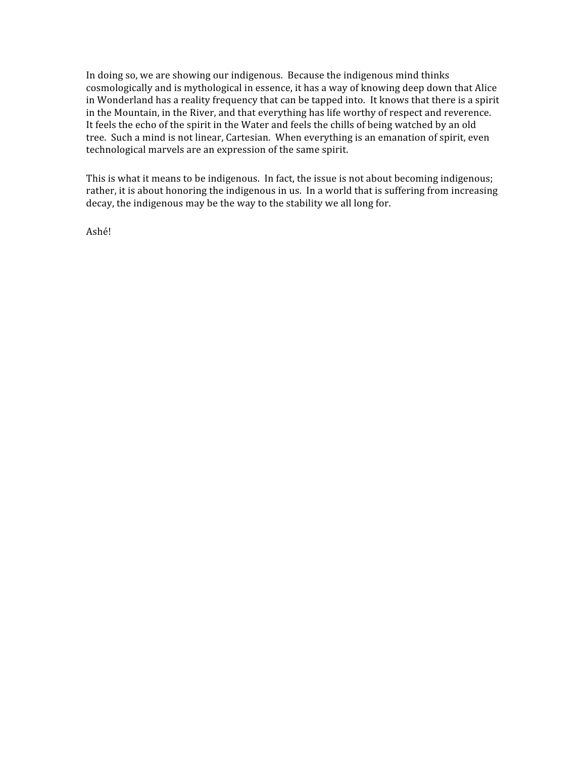In doing so, we are showing our indigenous. Because the indigenous mind thinks cosmologically and is mythological in essence, it has a way of knowing deep down that Alice in Wonderland has a reality frequency that can be tapped into. It knows that there is a spirit in the Mountain, in the River, and that everything has life worthy of respect and reverence. It feels the echo of the spirit in the Water and feels the chills of being watched by an old tree. Such a mind is not linear, Cartesian. When everything is an emanation of spirit, even technological marvels are an expression of the same spirit.

This is what it means to be indigenous. In fact, the issue is not about becoming indigenous; rather, it is about honoring the indigenous in us. In a world that is suffering from increasing decay, the indigenous may be the way to the stability we all long for.

Ashé!